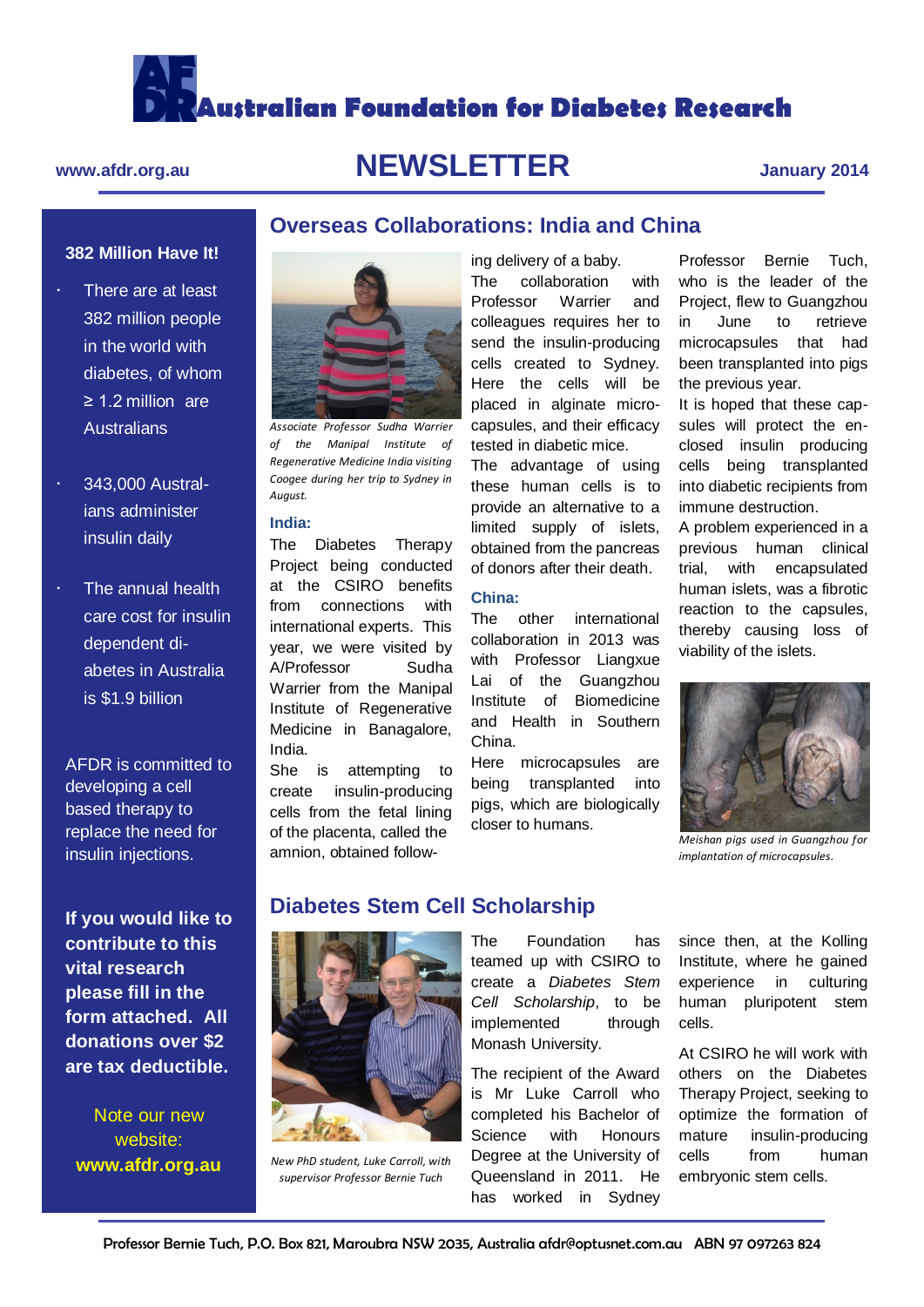# Australian Foundation for Diabetes Research

www.afdr.org.au

# NEWSLETTER

January 2014

### 382 Million Have It!

- There are at least 382 million people in the world with diabetes, of whom ≥ 1.2 million are Australians
- 343,000 Australians administer insulin daily
- The annual health care cost for insulin dependent diabetes in Australia is $1.9 billion

AFDR is committed to developing a cell based therapy to replace the need for insulin injections.

**If you would like to contribute to this vital research please fill in the form attached. All donations over $2 are tax deductible.**

Note our new website: **www.afdr.org.au**

## Overseas Collaborations: India and China

*Associate Professor Sudha Warrier of the Manipal Institute of Regenerative Medicine India visiting Coogee during her trip to Sydney in August.*

### India:

The Diabetes Therapy Project being conducted at the CSIRO benefits from connections with international experts. This year, we were visited by A/Professor Sudha Warrier from the Manipal Institute of Regenerative Medicine in Banagalore, India.

She is attempting to create insulin-producing cells from the fetal lining of the placenta, called the amnion, obtained following delivery of a baby.

The collaboration with Professor Warrier and colleagues requires her to send the insulin-producing cells created to Sydney. Here the cells will be placed in alginate micro-capsules, and their efficacy tested in diabetic mice.

The advantage of using these human cells is to provide an alternative to a limited supply of islets, obtained from the pancreas of donors after their death.

### China:

The other international collaboration in 2013 was with Professor Liangxue Lai of the Guangzhou Institute of Biomedicine and Health in Southern China.

Here microcapsules are being transplanted into pigs, which are biologically closer to humans.

Professor Bernie Tuch, who is the leader of the Project, flew to Guangzhou in June to retrieve microcapsules that had been transplanted into pigs the previous year.

It is hoped that these capsules will protect the enclosed insulin producing cells being transplanted into diabetic recipients from immune destruction.

A problem experienced in a previous human clinical trial, with encapsulated human islets, was a fibrotic reaction to the capsules, thereby causing loss of viability of the islets.

*Meishan pigs used in Guangzhou for implantation of microcapsules.*

## Diabetes Stem Cell Scholarship

*New PhD student, Luke Carroll, with supervisor Professor Bernie Tuch*

The Foundation has teamed up with CSIRO to create a *Diabetes Stem Cell Scholarship*, to be implemented through Monash University.

The recipient of the Award is Mr Luke Carroll who completed his Bachelor of Science with Honours Degree at the University of Queensland in 2011. He has worked in Sydney since then, at the Kolling Institute, where he gained experience in culturing human pluripotent stem cells.

At CSIRO he will work with others on the Diabetes Therapy Project, seeking to optimize the formation of mature insulin-producing cells from human embryonic stem cells.

Professor Bernie Tuch, P.O. Box 821, Maroubra NSW 2035, Australia afdr@optusnet.com.au ABN 97 097263 824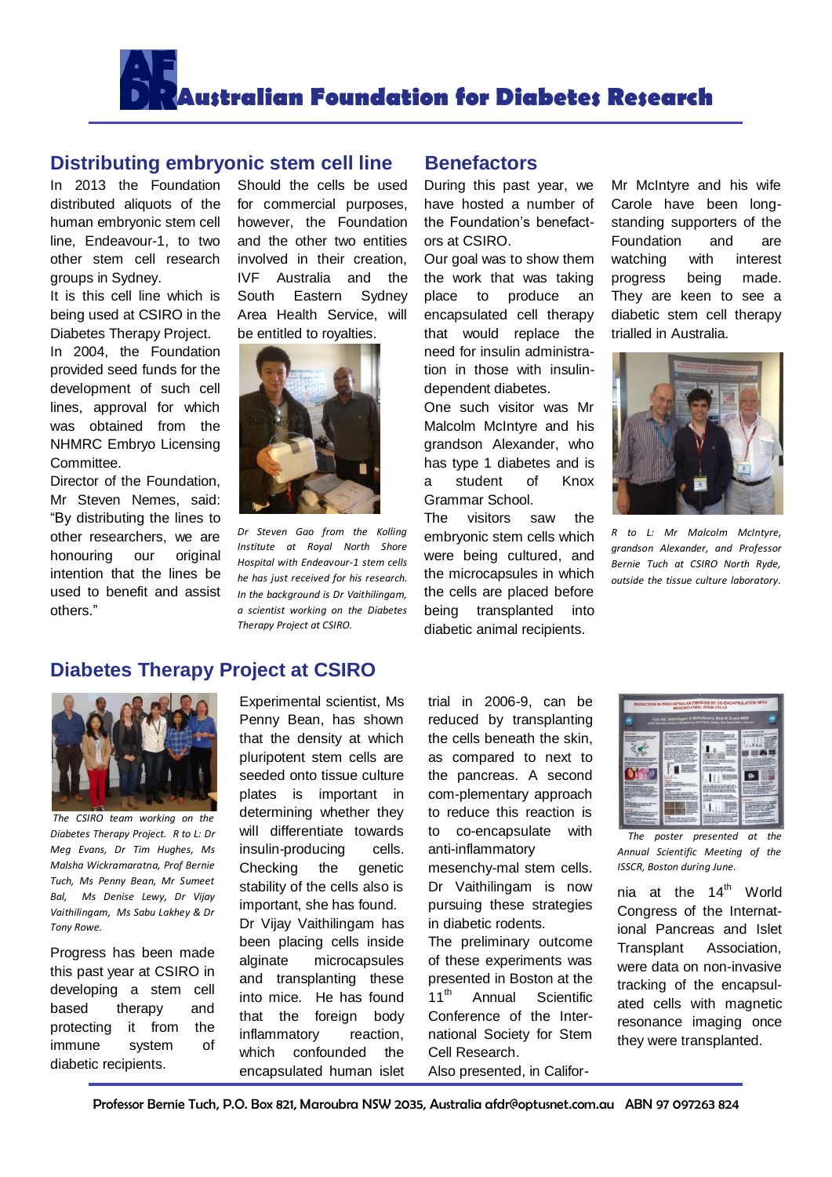# Australian Foundation for Diabetes Research

## Distributing embryonic stem cell line

In 2013 the Foundation distributed aliquots of the human embryonic stem cell line, Endeavour-1, to two other stem cell research groups in Sydney.

It is this cell line which is being used at CSIRO in the Diabetes Therapy Project.

In 2004, the Foundation provided seed funds for the development of such cell lines, approval for which was obtained from the NHMRC Embryo Licensing Committee.

Director of the Foundation, Mr Steven Nemes, said: "By distributing the lines to other researchers, we are honouring our original intention that the lines be used to benefit and assist others."

Should the cells be used for commercial purposes, however, the Foundation and the other two entities involved in their creation, IVF Australia and the South Eastern Sydney Area Health Service, will be entitled to royalties.

*Dr Steven Gao from the Kolling Institute at Royal North Shore Hospital with Endeavour-1 stem cells he has just received for his research. In the background is Dr Vaithilingam, a scientist working on the Diabetes Therapy Project at CSIRO.*

## Benefactors

During this past year, we have hosted a number of the Foundation's benefactors at CSIRO.

Our goal was to show them the work that was taking place to produce an encapsulated cell therapy that would replace the need for insulin administration in those with insulin-dependent diabetes.

One such visitor was Mr Malcolm McIntyre and his grandson Alexander, who has type 1 diabetes and is a student of Knox Grammar School.

The visitors saw the embryonic stem cells which were being cultured, and the microcapsules in which the cells are placed before being transplanted into diabetic animal recipients.

Mr McIntyre and his wife Carole have been long-standing supporters of the Foundation and are watching with interest progress being made. They are keen to see a diabetic stem cell therapy trialled in Australia.

*R to L: Mr Malcolm McIntyre, grandson Alexander, and Professor Bernie Tuch at CSIRO North Ryde, outside the tissue culture laboratory.*

## Diabetes Therapy Project at CSIRO

*The CSIRO team working on the Diabetes Therapy Project. R to L: Dr Meg Evans, Dr Tim Hughes, Ms Malsha Wickramaratna, Prof Bernie Tuch, Ms Penny Bean, Mr Sumeet Bal, Ms Denise Lewy, Dr Vijay Vaithilingam, Ms Sabu Lakhey & Dr Tony Rowe.*

Progress has been made this past year at CSIRO in developing a stem cell based therapy and protecting it from the immune system of diabetic recipients.

Experimental scientist, Ms Penny Bean, has shown that the density at which pluripotent stem cells are seeded onto tissue culture plates is important in determining whether they will differentiate towards insulin-producing cells. Checking the genetic stability of the cells also is important, she has found.

Dr Vijay Vaithilingam has been placing cells inside alginate microcapsules and transplanting these into mice. He has found that the foreign body inflammatory reaction, which confounded the encapsulated human islet trial in 2006-9, can be reduced by transplanting the cells beneath the skin, as compared to next to the pancreas. A second com-plementary approach to reduce this reaction is to co-encapsulate with anti-inflammatory mesenchy-mal stem cells. Dr Vaithilingam is now pursuing these strategies in diabetic rodents.

The preliminary outcome of these experiments was presented in Boston at the 11th Annual Scientific Conference of the International Society for Stem Cell Research.

Also presented, in California at the 14th World Congress of the International Pancreas and Islet Transplant Association, were data on non-invasive tracking of the encapsulated cells with magnetic resonance imaging once they were transplanted.

*The poster presented at the Annual Scientific Meeting of the ISSCR, Boston during June.*

Professor Bernie Tuch, P.O. Box 821, Maroubra NSW 2035, Australia afdr@optusnet.com.au ABN 97 097263 824